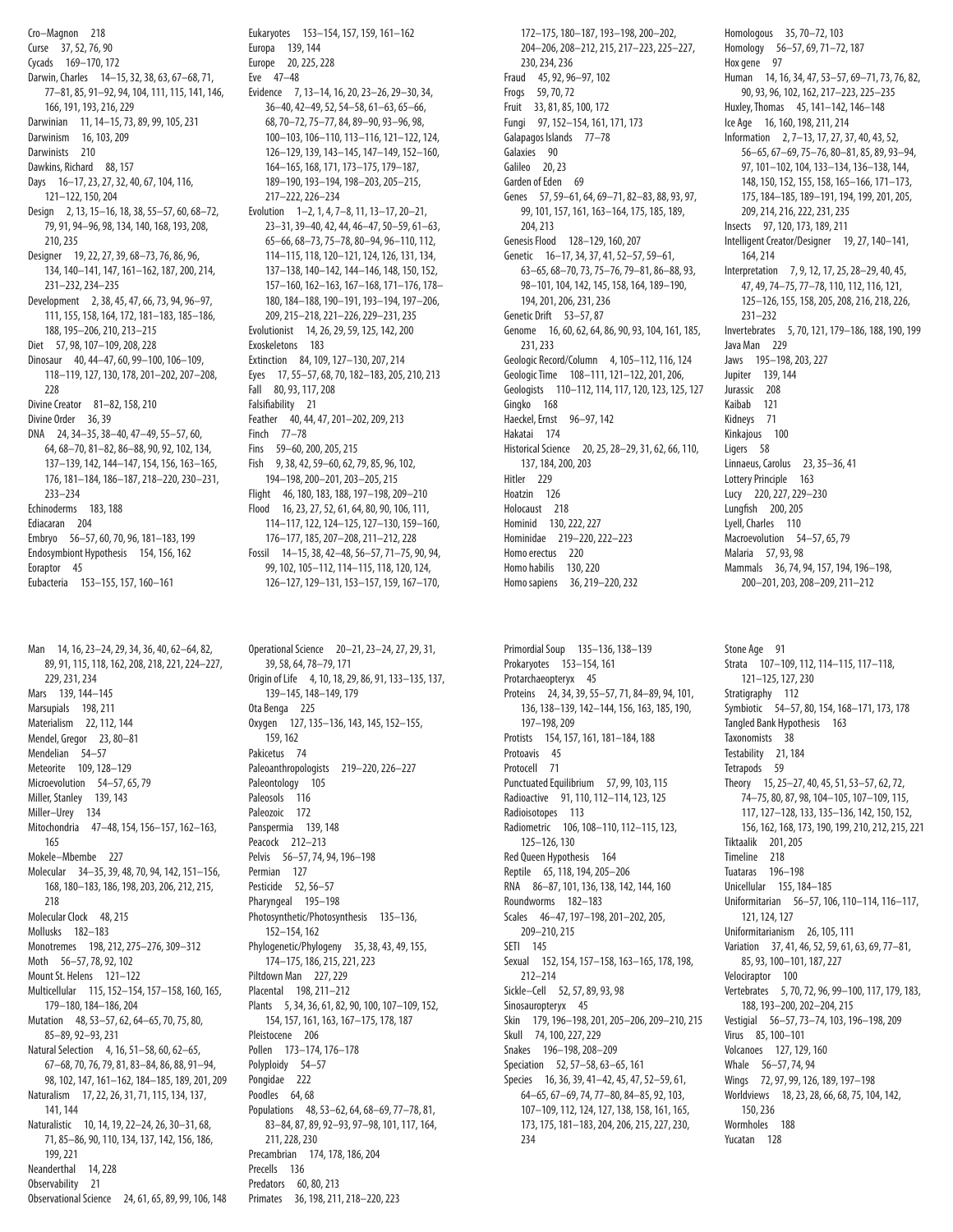Cro-Magnon 218
Curse 37, 52, 76, 90
Cycads 169–170, 172
Darwin, Charles 14–15, 32, 38, 63, 67–68, 71, 77–81, 85, 91–92, 94, 104, 111, 115, 141, 146, 166, 191, 193, 216, 229
Darwinian 11, 14–15, 73, 89, 99, 105, 231
Darwinism 16, 103, 209
Darwinists 210
Dawkins, Richard 88, 157
Days 16–17, 23, 27, 32, 40, 67, 104, 116, 121–122, 150, 204
Design 2, 13, 15–16, 18, 38, 55–57, 60, 68–72, 79, 91, 94–96, 98, 134, 140, 168, 193, 208, 210, 235
Designer 19, 22, 27, 39, 68–73, 76, 86, 96, 134, 140–141, 147, 161–162, 187, 200, 214, 231–232, 234–235
Development 2, 38, 45, 47, 66, 73, 94, 96–97, 111, 155, 158, 164, 172, 181–183, 185–186, 188, 195–206, 210, 213–215
Diet 57, 98, 107–109, 208, 228
Dinosaur 40, 44–47, 60, 99–100, 106–109, 118–119, 127, 130, 178, 201–202, 207–208, 228
Divine Creator 81–82, 158, 210
Divine Order 36, 39
DNA 24, 34–35, 38–40, 47–49, 55–57, 60, 64, 68–70, 81–82, 86–88, 90, 92, 102, 134, 137–139, 142, 144–147, 154, 156, 163–165, 176, 181–184, 186–187, 218–220, 230–231, 233–234
Echinoderms 183, 188
Ediacaran 204
Embryo 56–57, 60, 70, 96, 181–183, 199
Endosymbiont Hypothesis 154, 156, 162
Eoraptor 45
Eubacteria 153–155, 157, 160–161
Eukaryotes 153–154, 157, 159, 161–162
Europa 139, 144
Europe 20, 225, 228
Eve 47–48
Evidence 7, 13–14, 16, 20, 23–26, 29–30, 34, 36–40, 42–49, 52, 54–58, 61–63, 65–66, 68, 70–72, 75–77, 84, 89–90, 93–96, 98, 100–103, 106–110, 113–116, 121–122, 124, 126–129, 139, 143–145, 147–149, 152–160, 164–165, 168, 171, 173–175, 179–187, 189–190, 193–194, 198–203, 205–215, 217–222, 226–234
Evolution 1–2, 1, 4, 7–8, 11, 13–17, 20–21, 23–31, 39–40, 42, 44, 46–47, 50–59, 61–63, 65–66, 68–73, 75–78, 80–94, 96–110, 112, 114–115, 118, 120–121, 124, 126, 131, 134, 137–138, 140–142, 144–146, 148, 150, 152, 157–160, 162–163, 167–168, 171–176, 178–180, 184–188, 190–191, 193–194, 197–206, 209, 215–218, 221–226, 229–231, 235
Evolutionist 14, 26, 29, 59, 125, 142, 200
Exoskeletons 183
Extinction 84, 109, 127–130, 207, 214
Eyes 17, 55–57, 68, 70, 182–183, 205, 210, 213
Fall 80, 93, 117, 208
Falsifiability 21
Feather 40, 44, 47, 201–202, 209, 213
Finch 77–78
Fins 59–60, 200, 205, 215
Fish 9, 38, 42, 59–60, 62, 79, 85, 96, 102, 194–198, 200–201, 203–205, 215
Flight 46, 180, 183, 188, 197–198, 209–210
Flood 16, 23, 27, 52, 61, 64, 80, 90, 106, 111, 114–117, 122, 124–125, 127–130, 159–160, 176–177, 185, 207–208, 211–212, 228
Fossil 14–15, 38, 42–48, 56–57, 71–75, 90, 94, 99, 102, 105–112, 114–115, 118, 120, 124, 126–127, 129–131, 153–157, 159, 167–170, 172–175, 180–187, 193–198, 200–202, 204–206, 208–212, 215, 217–223, 225–227, 230, 234, 236
Fraud 45, 92, 96–97, 102
Frogs 59, 70, 72
Fruit 33, 81, 85, 100, 172
Fungi 97, 152–154, 161, 171, 173
Galapagos Islands 77–78
Galaxies 90
Galileo 20, 23
Garden of Eden 69
Genes 57, 59–61, 64, 69–71, 82–83, 88, 93, 97, 99, 101, 157, 161, 163–164, 175, 185, 189, 204, 213
Genesis Flood 128–129, 160, 207
Genetic 16–17, 34, 37, 41, 52–57, 59–61, 63–65, 68–70, 73, 75–76, 79–81, 86–88, 93, 98–101, 104, 142, 145, 158, 164, 189–190, 194, 201, 206, 231, 236
Genetic Drift 53–57, 87
Genome 16, 60, 62, 64, 86, 90, 93, 104, 161, 185, 231, 233
Geologic Record/Column 4, 105–112, 116, 124
Geologic Time 108–111, 121–122, 201, 206,
Geologists 110–112, 114, 117, 120, 123, 125, 127
Gingko 168
Haeckel, Ernst 96–97, 142
Hakatai 174
Historical Science 20, 25, 28–29, 31, 62, 66, 110, 137, 184, 200, 203
Hitler 229
Hoatzin 126
Holocaust 218
Hominid 130, 222, 227
Hominidae 219–220, 222–223
Homo erectus 220
Homo habilis 130, 220
Homo sapiens 36, 219–220, 232
Homologous 35, 70–72, 103
Homology 56–57, 69, 71–72, 187
Hox gene 97
Human 14, 16, 34, 47, 53–57, 69–71, 73, 76, 82, 90, 93, 96, 102, 162, 217–223, 225–235
Huxley, Thomas 45, 141–142, 146–148
Ice Age 16, 160, 198, 211, 214
Information 2, 7–13, 17, 27, 37, 40, 43, 52, 56–65, 67–69, 75–76, 80–81, 85, 89, 93–94, 97, 101–102, 104, 133–134, 136–138, 144, 148, 150, 152, 155, 158, 165–166, 171–173, 175, 184–185, 189–191, 194, 199, 201, 205, 209, 214, 216, 222, 231, 235
Insects 97, 120, 173, 189, 211
Intelligent Creator/Designer 19, 27, 140–141, 164, 214
Interpretation 7, 9, 12, 17, 25, 28–29, 40, 45, 47, 49, 74–75, 77–78, 110, 112, 116, 121, 125–126, 155, 158, 205, 208, 216, 218, 226, 231–232
Invertebrates 5, 70, 121, 179–186, 188, 190, 199
Java Man 229
Jaws 195–198, 203, 227
Jupiter 139, 144
Jurassic 208
Kaibab 121
Kidneys 71
Kinkajous 100
Ligers 58
Linnaeus, Carolus 23, 35–36, 41
Lottery Principle 163
Lucy 220, 227, 229–230
Lungfish 200, 205
Lyell, Charles 110
Macroevolution 54–57, 65, 79
Malaria 57, 93, 98
Mammals 36, 74, 94, 157, 194, 196–198, 200–201, 203, 208–209, 211–212
Man 14, 16, 23–24, 29, 34, 36, 40, 62–64, 82, 89, 91, 115, 118, 162, 208, 218, 221, 224–227, 229, 231, 234
Mars 139, 144–145
Marsupials 198, 211
Materialism 22, 112, 144
Mendel, Gregor 23, 80–81
Mendelian 54–57
Meteorite 109, 128–129
Microevolution 54–57, 65, 79
Miller, Stanley 139, 143
Miller–Urey 134
Mitochondria 47–48, 154, 156–157, 162–163, 165
Mokele–Mbembe 227
Molecular 34–35, 39, 48, 70, 94, 142, 151–156, 168, 180–183, 186, 198, 203, 206, 212, 215, 218
Molecular Clock 48, 215
Mollusks 182–183
Monotremes 198, 212, 275–276, 309–312
Moth 56–57, 78, 92, 102
Mount St. Helens 121–122
Multicellular 115, 152–154, 157–158, 160, 165, 179–180, 184–186, 204
Mutation 48, 53–57, 62, 64–65, 70, 75, 80, 85–89, 92–93, 231
Natural Selection 4, 16, 51–58, 60, 62–65, 67–68, 70, 76, 79, 81, 83–84, 86, 88, 91–94, 98, 102, 147, 161–162, 184–185, 189, 201, 209
Naturalism 17, 22, 26, 31, 71, 115, 134, 137, 141, 144
Naturalistic 10, 14, 19, 22–24, 26, 30–31, 68, 71, 85–86, 90, 110, 134, 137, 142, 156, 186, 199, 221
Neanderthal 14, 228
Observability 21
Observational Science 24, 61, 65, 89, 99, 106, 148
Operational Science 20–21, 23–24, 27, 29, 31, 39, 58, 64, 78–79, 171
Origin of Life 4, 10, 18, 29, 86, 91, 133–135, 137, 139–145, 148–149, 179
Ota Benga 225
Oxygen 127, 135–136, 143, 145, 152–155, 159, 162
Pakicetus 74
Paleoanthropologists 219–220, 226–227
Paleontology 105
Paleosols 116
Paleozoic 172
Panspermia 139, 148
Peacock 212–213
Pelvis 56–57, 74, 94, 196–198
Permian 127
Pesticide 52, 56–57
Pharyngeal 195–198
Photosynthetic/Photosynthesis 135–136, 152–154, 162
Phylogenetic/Phylogeny 35, 38, 43, 49, 155, 174–175, 186, 215, 221, 223
Piltdown Man 227, 229
Placental 198, 211–212
Plants 5, 34, 36, 61, 82, 90, 100, 107–109, 152, 154, 157, 161, 163, 167–175, 178, 187
Pleistocene 206
Pollen 173–174, 176–178
Polyploidy 54–57
Pongidae 222
Poodles 64, 68
Populations 48, 53–62, 64, 68–69, 77–78, 81, 83–84, 87, 89, 92–93, 97–98, 101, 117, 164, 211, 228, 230
Precambrian 174, 178, 186, 204
Precells 136
Predators 60, 80, 213
Primates 36, 198, 211, 218–220, 223
Primordial Soup 135–136, 138–139
Prokaryotes 153–154, 161
Protarchaeopteryx 45
Proteins 24, 34, 39, 55–57, 71, 84–89, 94, 101, 136, 138–139, 142–144, 156, 163, 185, 190, 197–198, 209
Protists 154, 157, 161, 181–184, 188
Protoavis 45
Protocell 71
Punctuated Equilibrium 57, 99, 103, 115
Radioactive 91, 110, 112–114, 123, 125
Radioisotopes 113
Radiometric 106, 108–110, 112–115, 123, 125–126, 130
Red Queen Hypothesis 164
Reptile 65, 118, 194, 205–206
RNA 86–87, 101, 136, 138, 142, 144, 160
Roundworms 182–183
Scales 46–47, 197–198, 201–202, 205, 209–210, 215
SETI 145
Sexual 152, 154, 157–158, 163–165, 178, 198, 212–214
Sickle-Cell 52, 57, 89, 93, 98
Sinosauropteryx 45
Skin 179, 196–198, 201, 205–206, 209–210, 215
Skull 74, 100, 227, 229
Snakes 196–198, 208–209
Speciation 52, 57–58, 63–65, 161
Species 16, 36, 39, 41–42, 45, 47, 52–59, 61, 64–65, 67–69, 74, 77–80, 84–85, 92, 103, 107–109, 112, 124, 127, 138, 158, 161, 165, 173, 175, 181–183, 204, 206, 215, 227, 230, 234
Stone Age 91
Strata 107–109, 112, 114–115, 117–118, 121–125, 127, 230
Stratigraphy 112
Symbiotic 54–57, 80, 154, 168–171, 173, 178
Tangled Bank Hypothesis 163
Taxonomists 38
Testability 21, 184
Tetrapods 59
Theory 15, 25–27, 40, 45, 51, 53–57, 62, 72, 74–75, 80, 87, 98, 104–105, 107–109, 115, 117, 127–128, 133, 135–136, 142, 150, 152, 156, 162, 168, 173, 190, 199, 210, 212, 215, 221
Tiktaalik 201, 205
Timeline 218
Tuataras 196–198
Unicellular 155, 184–185
Uniformitarian 56–57, 106, 110–114, 116–117, 121, 124, 127
Uniformitarianism 26, 105, 111
Variation 37, 41, 46, 52, 59, 61, 63, 69, 77–81, 85, 93, 100–101, 187, 227
Velociraptor 100
Vertebrates 5, 70, 72, 96, 99–100, 117, 179, 183, 188, 193–200, 202–204, 215
Vestigial 56–57, 73–74, 103, 196–198, 209
Virus 85, 100–101
Volcanoes 127, 129, 160
Whale 56–57, 74, 94
Wings 72, 97, 99, 126, 189, 197–198
Worldviews 18, 23, 28, 66, 68, 75, 104, 142, 150, 236
Wormholes 188
Yucatan 128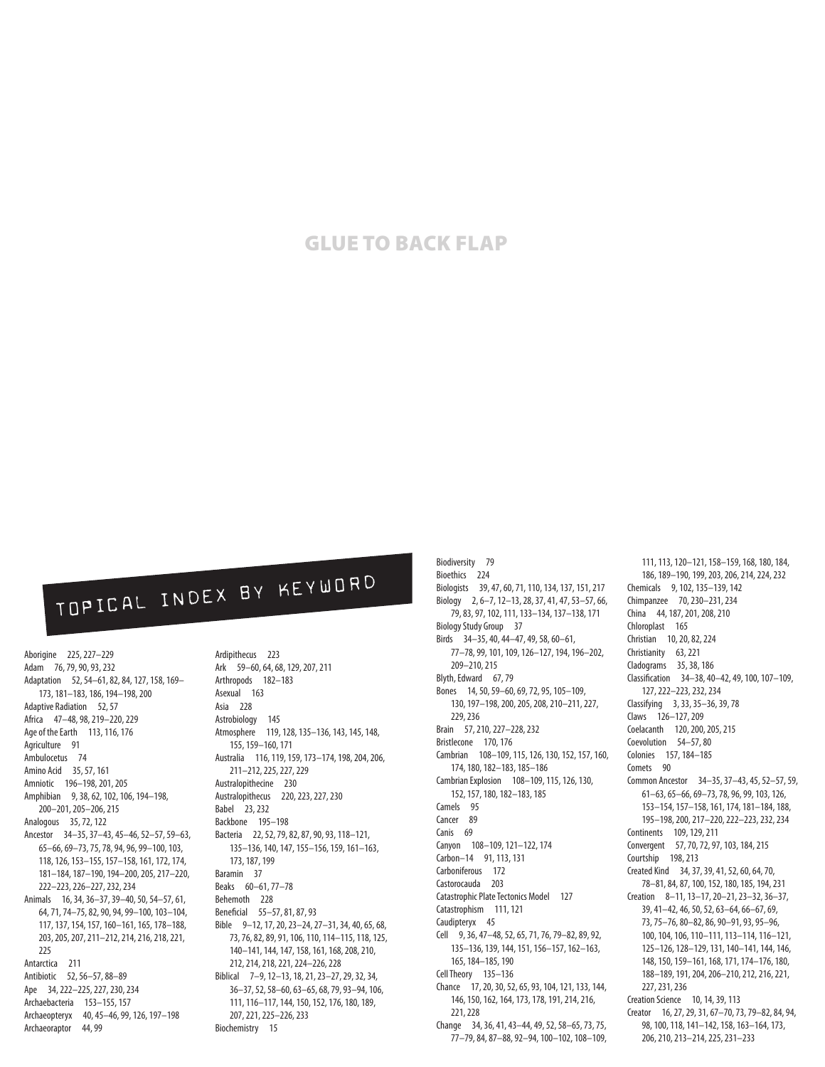GLUE TO BACK FLAP

# TOPICAL INDEX BY KEYWORD

Aborigine 225, 227–229
Adam 76, 79, 90, 93, 232
Adaptation 52, 54–61, 82, 84, 127, 158, 169–173, 181–183, 186, 194–198, 200
Adaptive Radiation 52, 57
Africa 47–48, 98, 219–220, 229
Age of the Earth 113, 116, 176
Agriculture 91
Ambulocetus 74
Amino Acid 35, 57, 161
Amniotic 196–198, 201, 205
Amphibian 9, 38, 62, 102, 106, 194–198, 200–201, 205–206, 215
Analogous 35, 72, 122
Ancestor 34–35, 37–43, 45–46, 52–57, 59–63, 65–66, 69–73, 75, 78, 94, 96, 99–100, 103, 118, 126, 153–155, 157–158, 161, 172, 174, 181–184, 187–190, 194–200, 205, 217–220, 222–223, 226–227, 232, 234
Animals 16, 34, 36–37, 39–40, 50, 54–57, 61, 64, 71, 74–75, 82, 90, 94, 99–100, 103–104, 117, 137, 154, 157, 160–161, 165, 178–188, 203, 205, 207, 211–212, 214, 216, 218, 221, 225
Antarctica 211
Antibiotic 52, 56–57, 88–89
Ape 34, 222–225, 227, 230, 234
Archaebacteria 153–155, 157
Archaeopteryx 40, 45–46, 99, 126, 197–198
Archaeoraptor 44, 99
Ardipithecus 223
Ark 59–60, 64, 68, 129, 207, 211
Arthropods 182–183
Asexual 163
Asia 228
Astrobiology 145
Atmosphere 119, 128, 135–136, 143, 145, 148, 155, 159–160, 171
Australia 116, 119, 159, 173–174, 198, 204, 206, 211–212, 225, 227, 229
Australopithecine 230
Australopithecus 220, 223, 227, 230
Babel 23, 232
Backbone 195–198
Bacteria 22, 52, 79, 82, 87, 90, 93, 118–121, 135–136, 140, 147, 155–156, 159, 161–163, 173, 187, 199
Baramin 37
Beaks 60–61, 77–78
Behemoth 228
Beneficial 55–57, 81, 87, 93
Bible 9–12, 17, 20, 23–24, 27–31, 34, 40, 65, 68, 73, 76, 82, 89, 91, 106, 110, 114–115, 118, 125, 140–141, 144, 147, 158, 161, 168, 208, 210, 212, 214, 218, 221, 224–226, 228
Biblical 7–9, 12–13, 18, 21, 23–27, 29, 32, 34, 36–37, 52, 58–60, 63–65, 68, 79, 93–94, 106, 111, 116–117, 144, 150, 152, 176, 180, 189, 207, 221, 225–226, 233
Biochemistry 15
Biodiversity 79
Bioethics 224
Biologists 39, 47, 60, 71, 110, 134, 137, 151, 217
Biology 2, 6–7, 12–13, 28, 37, 41, 47, 53–57, 66, 79, 83, 97, 102, 111, 133–134, 137–138, 171
Biology Study Group 37
Birds 34–35, 40, 44–47, 49, 58, 60–61, 77–78, 99, 101, 109, 126–127, 194, 196–202, 209–210, 215
Blyth, Edward 67, 79
Bones 14, 50, 59–60, 69, 72, 95, 105–109, 130, 197–198, 200, 205, 208, 210–211, 227, 229, 236
Brain 57, 210, 227–228, 232
Bristlecone 170, 176
Cambrian 108–109, 115, 126, 130, 152, 157, 160, 174, 180, 182–183, 185–186
Cambrian Explosion 108–109, 115, 126, 130, 152, 157, 180, 182–183, 185
Camels 95
Cancer 89
Canis 69
Canyon 108–109, 121–122, 174
Carbon–14 91, 113, 131
Carboniferous 172
Castorocauda 203
Catastrophic Plate Tectonics Model 127
Catastrophism 111, 121
Caudipteryx 45
Cell 9, 36, 47–48, 52, 65, 71, 76, 79–82, 89, 92, 135–136, 139, 144, 151, 156–157, 162–163, 165, 184–185, 190
Cell Theory 135–136
Chance 17, 20, 30, 52, 65, 93, 104, 121, 133, 144, 146, 150, 162, 164, 173, 178, 191, 214, 216, 221, 228
Change 34, 36, 41, 43–44, 49, 52, 58–65, 73, 75, 77–79, 84, 87–88, 92–94, 100–102, 108–109, 111, 113, 120–121, 158–159, 168, 180, 184, 186, 189–190, 199, 203, 206, 214, 224, 232
Chemicals 9, 102, 135–139, 142
Chimpanzee 70, 230–231, 234
China 44, 187, 201, 208, 210
Chloroplast 165
Christian 10, 20, 82, 224
Christianity 63, 221
Cladograms 35, 38, 186
Classification 34–38, 40–42, 49, 100, 107–109, 127, 222–223, 232, 234
Classifying 3, 33, 35–36, 39, 78
Claws 126–127, 209
Coelacanth 120, 200, 205, 215
Coevolution 54–57, 80
Colonies 157, 184–185
Comets 90
Common Ancestor 34–35, 37–43, 45, 52–57, 59, 61–63, 65–66, 69–73, 78, 96, 99, 103, 126, 153–154, 157–158, 161, 174, 181–184, 188, 195–198, 200, 217–220, 222–223, 232, 234
Continents 109, 129, 211
Convergent 57, 70, 72, 97, 103, 184, 215
Courtship 198, 213
Created Kind 34, 37, 39, 41, 52, 60, 64, 70, 78–81, 84, 87, 100, 152, 180, 185, 194, 231
Creation 8–11, 13–17, 20–21, 23–32, 36–37, 39, 41–42, 46, 50, 52, 63–64, 66–67, 69, 73, 75–76, 80–82, 86, 90–91, 93, 95–96, 100, 104, 106, 110–111, 113–114, 116–121, 125–126, 128–129, 131, 140–141, 144, 146, 148, 150, 159–161, 168, 171, 174–176, 180, 188–189, 191, 204, 206–210, 212, 216, 221, 227, 231, 236
Creation Science 10, 14, 39, 113
Creator 16, 27, 29, 31, 67–70, 73, 79–82, 84, 94, 98, 100, 118, 141–142, 158, 163–164, 173, 206, 210, 213–214, 225, 231–233